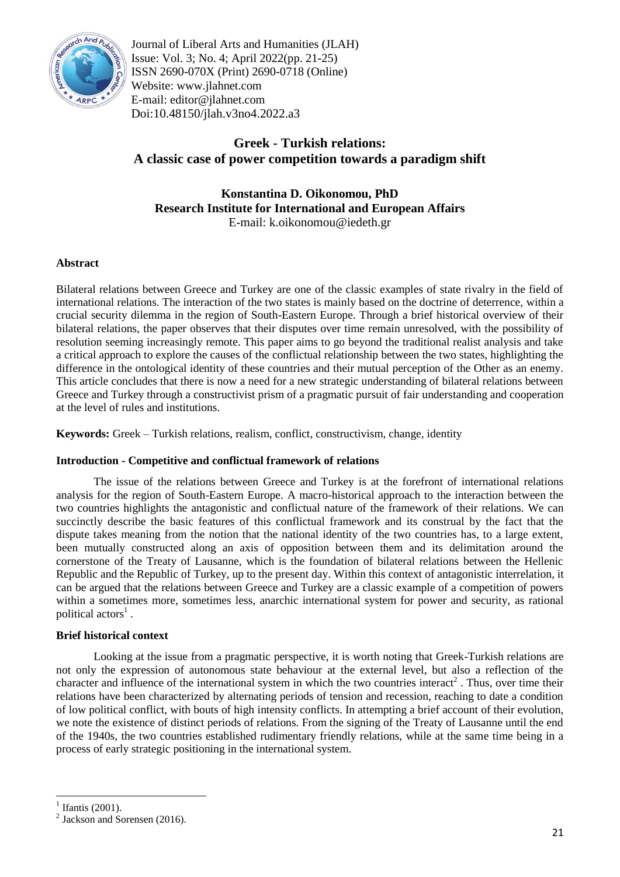Journal of Liberal Arts and Humanities (JLAH)
Issue: Vol. 3; No. 4; April 2022(pp. 21-25)
ISSN 2690-070X (Print) 2690-0718 (Online)
Website: www.jlahnet.com
E-mail: editor@jlahnet.com
Doi:10.48150/jlah.v3no4.2022.a3

# Greek - Turkish relations: A classic case of power competition towards a paradigm shift

**Konstantina D. Oikonomou, PhD**
**Research Institute for International and European Affairs**
E-mail: k.oikonomou@iedeth.gr

## Abstract

Bilateral relations between Greece and Turkey are one of the classic examples of state rivalry in the field of international relations. The interaction of the two states is mainly based on the doctrine of deterrence, within a crucial security dilemma in the region of South-Eastern Europe. Through a brief historical overview of their bilateral relations, the paper observes that their disputes over time remain unresolved, with the possibility of resolution seeming increasingly remote. This paper aims to go beyond the traditional realist analysis and take a critical approach to explore the causes of the conflictual relationship between the two states, highlighting the difference in the ontological identity of these countries and their mutual perception of the Other as an enemy. This article concludes that there is now a need for a new strategic understanding of bilateral relations between Greece and Turkey through a constructivist prism of a pragmatic pursuit of fair understanding and cooperation at the level of rules and institutions.

**Keywords:** Greek – Turkish relations, realism, conflict, constructivism, change, identity

## Introduction - Competitive and conflictual framework of relations

The issue of the relations between Greece and Turkey is at the forefront of international relations analysis for the region of South-Eastern Europe. A macro-historical approach to the interaction between the two countries highlights the antagonistic and conflictual nature of the framework of their relations. We can succinctly describe the basic features of this conflictual framework and its construal by the fact that the dispute takes meaning from the notion that the national identity of the two countries has, to a large extent, been mutually constructed along an axis of opposition between them and its delimitation around the cornerstone of the Treaty of Lausanne, which is the foundation of bilateral relations between the Hellenic Republic and the Republic of Turkey, up to the present day. Within this context of antagonistic interrelation, it can be argued that the relations between Greece and Turkey are a classic example of a competition of powers within a sometimes more, sometimes less, anarchic international system for power and security, as rational political actors[1] .

## Brief historical context

Looking at the issue from a pragmatic perspective, it is worth noting that Greek-Turkish relations are not only the expression of autonomous state behaviour at the external level, but also a reflection of the character and influence of the international system in which the two countries interact[2] . Thus, over time their relations have been characterized by alternating periods of tension and recession, reaching to date a condition of low political conflict, with bouts of high intensity conflicts. In attempting a brief account of their evolution, we note the existence of distinct periods of relations. From the signing of the Treaty of Lausanne until the end of the 1940s, the two countries established rudimentary friendly relations, while at the same time being in a process of early strategic positioning in the international system.

---

[1] Ifantis (2001).
[2] Jackson and Sorensen (2016).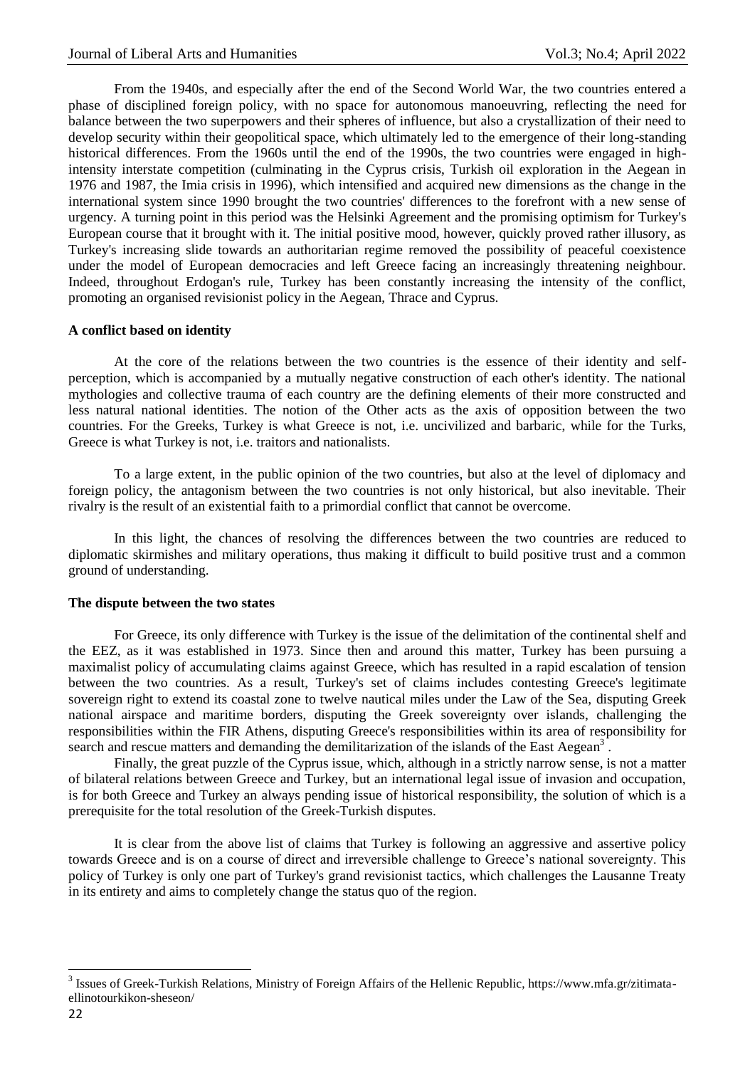From the 1940s, and especially after the end of the Second World War, the two countries entered a phase of disciplined foreign policy, with no space for autonomous manoeuvring, reflecting the need for balance between the two superpowers and their spheres of influence, but also a crystallization of their need to develop security within their geopolitical space, which ultimately led to the emergence of their long-standing historical differences. From the 1960s until the end of the 1990s, the two countries were engaged in high-intensity interstate competition (culminating in the Cyprus crisis, Turkish oil exploration in the Aegean in 1976 and 1987, the Imia crisis in 1996), which intensified and acquired new dimensions as the change in the international system since 1990 brought the two countries' differences to the forefront with a new sense of urgency. A turning point in this period was the Helsinki Agreement and the promising optimism for Turkey's European course that it brought with it. The initial positive mood, however, quickly proved rather illusory, as Turkey's increasing slide towards an authoritarian regime removed the possibility of peaceful coexistence under the model of European democracies and left Greece facing an increasingly threatening neighbour. Indeed, throughout Erdogan's rule, Turkey has been constantly increasing the intensity of the conflict, promoting an organised revisionist policy in the Aegean, Thrace and Cyprus.

**A conflict based on identity**

At the core of the relations between the two countries is the essence of their identity and self-perception, which is accompanied by a mutually negative construction of each other's identity. The national mythologies and collective trauma of each country are the defining elements of their more constructed and less natural national identities. The notion of the Other acts as the axis of opposition between the two countries. For the Greeks, Turkey is what Greece is not, i.e. uncivilized and barbaric, while for the Turks, Greece is what Turkey is not, i.e. traitors and nationalists.

To a large extent, in the public opinion of the two countries, but also at the level of diplomacy and foreign policy, the antagonism between the two countries is not only historical, but also inevitable. Their rivalry is the result of an existential faith to a primordial conflict that cannot be overcome.

In this light, the chances of resolving the differences between the two countries are reduced to diplomatic skirmishes and military operations, thus making it difficult to build positive trust and a common ground of understanding.

**The dispute between the two states**

For Greece, its only difference with Turkey is the issue of the delimitation of the continental shelf and the EEZ, as it was established in 1973. Since then and around this matter, Turkey has been pursuing a maximalist policy of accumulating claims against Greece, which has resulted in a rapid escalation of tension between the two countries. As a result, Turkey's set of claims includes contesting Greece's legitimate sovereign right to extend its coastal zone to twelve nautical miles under the Law of the Sea, disputing Greek national airspace and maritime borders, disputing the Greek sovereignty over islands, challenging the responsibilities within the FIR Athens, disputing Greece's responsibilities within its area of responsibility for search and rescue matters and demanding the demilitarization of the islands of the East Aegean[3].

Finally, the great puzzle of the Cyprus issue, which, although in a strictly narrow sense, is not a matter of bilateral relations between Greece and Turkey, but an international legal issue of invasion and occupation, is for both Greece and Turkey an always pending issue of historical responsibility, the solution of which is a prerequisite for the total resolution of the Greek-Turkish disputes.

It is clear from the above list of claims that Turkey is following an aggressive and assertive policy towards Greece and is on a course of direct and irreversible challenge to Greece's national sovereignty. This policy of Turkey is only one part of Turkey's grand revisionist tactics, which challenges the Lausanne Treaty in its entirety and aims to completely change the status quo of the region.

---

[3] Issues of Greek-Turkish Relations, Ministry of Foreign Affairs of the Hellenic Republic, https://www.mfa.gr/zitimata-ellinotourkikon-sheseon/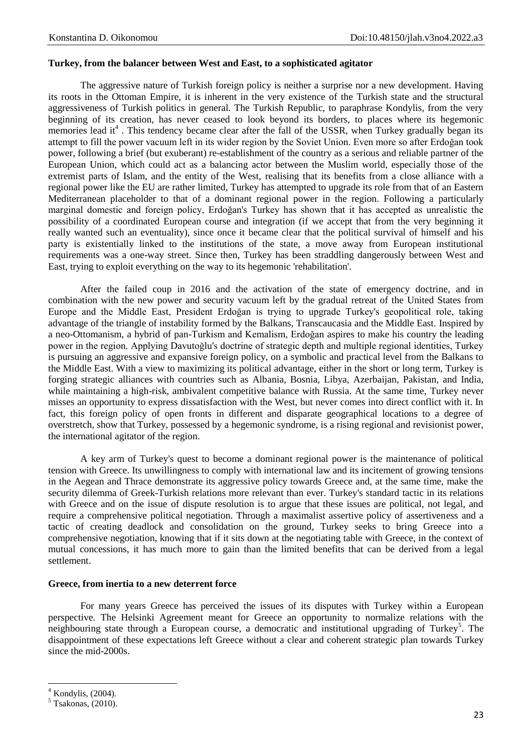**Turkey, from the balancer between West and East, to a sophisticated agitator**

The aggressive nature of Turkish foreign policy is neither a surprise nor a new development. Having its roots in the Ottoman Empire, it is inherent in the very existence of the Turkish state and the structural aggressiveness of Turkish politics in general. The Turkish Republic, to paraphrase Kondylis, from the very beginning of its creation, has never ceased to look beyond its borders, to places where its hegemonic memories lead it[4] . This tendency became clear after the fall of the USSR, when Turkey gradually began its attempt to fill the power vacuum left in its wider region by the Soviet Union. Even more so after Erdoğan took power, following a brief (but exuberant) re-establishment of the country as a serious and reliable partner of the European Union, which could act as a balancing actor between the Muslim world, especially those of the extremist parts of Islam, and the entity of the West, realising that its benefits from a close alliance with a regional power like the EU are rather limited, Turkey has attempted to upgrade its role from that of an Eastern Mediterranean placeholder to that of a dominant regional power in the region. Following a particularly marginal domestic and foreign policy, Erdoğan's Turkey has shown that it has accepted as unrealistic the possibility of a coordinated European course and integration (if we accept that from the very beginning it really wanted such an eventuality), since once it became clear that the political survival of himself and his party is existentially linked to the institutions of the state, a move away from European institutional requirements was a one-way street. Since then, Turkey has been straddling dangerously between West and East, trying to exploit everything on the way to its hegemonic 'rehabilitation'.

After the failed coup in 2016 and the activation of the state of emergency doctrine, and in combination with the new power and security vacuum left by the gradual retreat of the United States from Europe and the Middle East, President Erdoğan is trying to upgrade Turkey's geopolitical role, taking advantage of the triangle of instability formed by the Balkans, Transcaucasia and the Middle East. Inspired by a neo-Ottomanism, a hybrid of pan-Turkism and Kemalism, Erdoğan aspires to make his country the leading power in the region. Applying Davutoğlu's doctrine of strategic depth and multiple regional identities, Turkey is pursuing an aggressive and expansive foreign policy, on a symbolic and practical level from the Balkans to the Middle East. With a view to maximizing its political advantage, either in the short or long term, Turkey is forging strategic alliances with countries such as Albania, Bosnia, Libya, Azerbaijan, Pakistan, and India, while maintaining a high-risk, ambivalent competitive balance with Russia. At the same time, Turkey never misses an opportunity to express dissatisfaction with the West, but never comes into direct conflict with it. In fact, this foreign policy of open fronts in different and disparate geographical locations to a degree of overstretch, show that Turkey, possessed by a hegemonic syndrome, is a rising regional and revisionist power, the international agitator of the region.

A key arm of Turkey's quest to become a dominant regional power is the maintenance of political tension with Greece. Its unwillingness to comply with international law and its incitement of growing tensions in the Aegean and Thrace demonstrate its aggressive policy towards Greece and, at the same time, make the security dilemma of Greek-Turkish relations more relevant than ever. Turkey's standard tactic in its relations with Greece and on the issue of dispute resolution is to argue that these issues are political, not legal, and require a comprehensive political negotiation. Through a maximalist assertive policy of assertiveness and a tactic of creating deadlock and consolidation on the ground, Turkey seeks to bring Greece into a comprehensive negotiation, knowing that if it sits down at the negotiating table with Greece, in the context of mutual concessions, it has much more to gain than the limited benefits that can be derived from a legal settlement.

**Greece, from inertia to a new deterrent force**

For many years Greece has perceived the issues of its disputes with Turkey within a European perspective. The Helsinki Agreement meant for Greece an opportunity to normalize relations with the neighbouring state through a European course, a democratic and institutional upgrading of Turkey[5]. The disappointment of these expectations left Greece without a clear and coherent strategic plan towards Turkey since the mid-2000s.

---

[4] Kondylis, (2004).

[5] Tsakonas, (2010).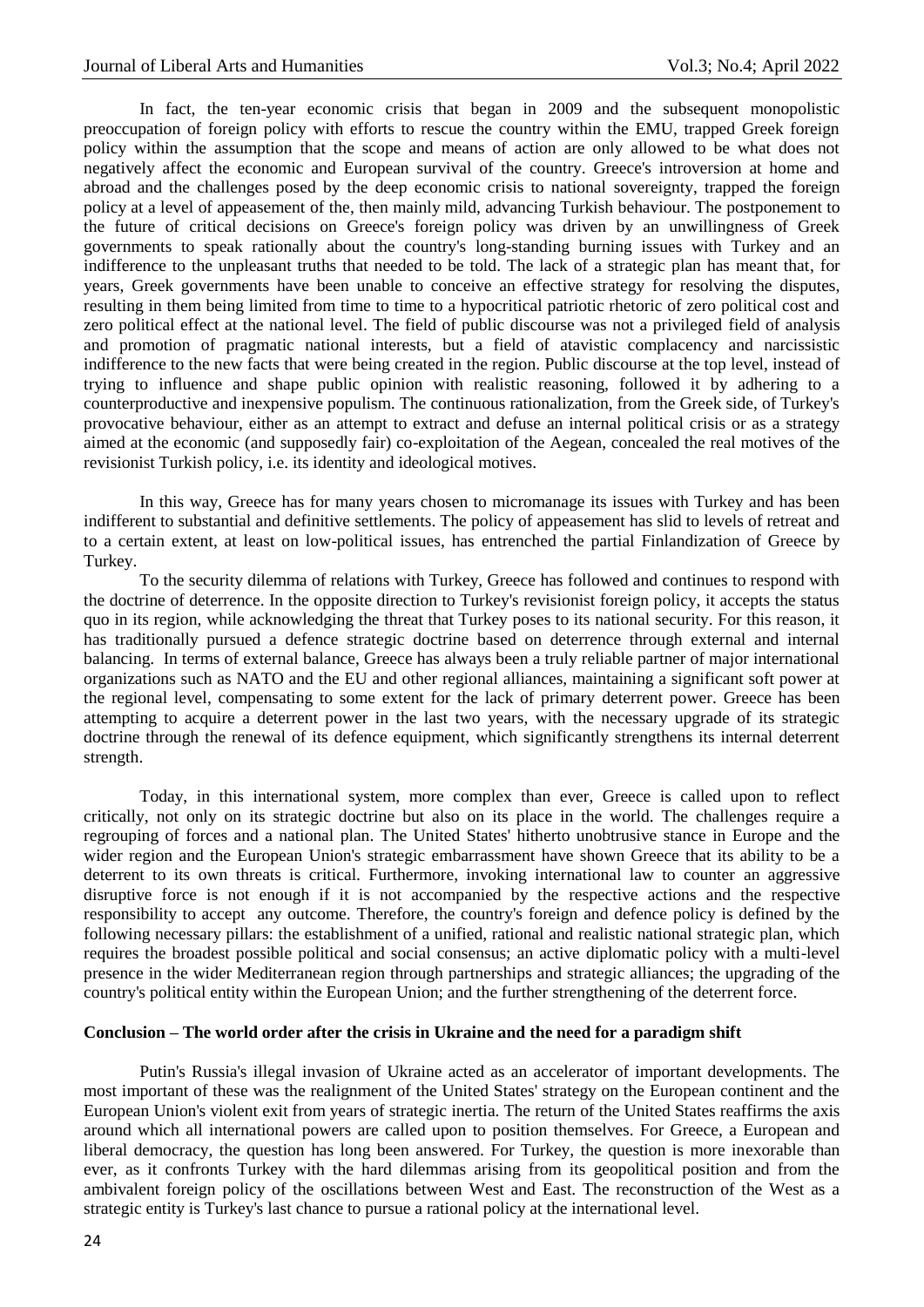In fact, the ten-year economic crisis that began in 2009 and the subsequent monopolistic preoccupation of foreign policy with efforts to rescue the country within the EMU, trapped Greek foreign policy within the assumption that the scope and means of action are only allowed to be what does not negatively affect the economic and European survival of the country. Greece's introversion at home and abroad and the challenges posed by the deep economic crisis to national sovereignty, trapped the foreign policy at a level of appeasement of the, then mainly mild, advancing Turkish behaviour. The postponement to the future of critical decisions on Greece's foreign policy was driven by an unwillingness of Greek governments to speak rationally about the country's long-standing burning issues with Turkey and an indifference to the unpleasant truths that needed to be told. The lack of a strategic plan has meant that, for years, Greek governments have been unable to conceive an effective strategy for resolving the disputes, resulting in them being limited from time to time to a hypocritical patriotic rhetoric of zero political cost and zero political effect at the national level. The field of public discourse was not a privileged field of analysis and promotion of pragmatic national interests, but a field of atavistic complacency and narcissistic indifference to the new facts that were being created in the region. Public discourse at the top level, instead of trying to influence and shape public opinion with realistic reasoning, followed it by adhering to a counterproductive and inexpensive populism. The continuous rationalization, from the Greek side, of Turkey's provocative behaviour, either as an attempt to extract and defuse an internal political crisis or as a strategy aimed at the economic (and supposedly fair) co-exploitation of the Aegean, concealed the real motives of the revisionist Turkish policy, i.e. its identity and ideological motives.

In this way, Greece has for many years chosen to micromanage its issues with Turkey and has been indifferent to substantial and definitive settlements. The policy of appeasement has slid to levels of retreat and to a certain extent, at least on low-political issues, has entrenched the partial Finlandization of Greece by Turkey.

To the security dilemma of relations with Turkey, Greece has followed and continues to respond with the doctrine of deterrence. In the opposite direction to Turkey's revisionist foreign policy, it accepts the status quo in its region, while acknowledging the threat that Turkey poses to its national security. For this reason, it has traditionally pursued a defence strategic doctrine based on deterrence through external and internal balancing. In terms of external balance, Greece has always been a truly reliable partner of major international organizations such as NATO and the EU and other regional alliances, maintaining a significant soft power at the regional level, compensating to some extent for the lack of primary deterrent power. Greece has been attempting to acquire a deterrent power in the last two years, with the necessary upgrade of its strategic doctrine through the renewal of its defence equipment, which significantly strengthens its internal deterrent strength.

Today, in this international system, more complex than ever, Greece is called upon to reflect critically, not only on its strategic doctrine but also on its place in the world. The challenges require a regrouping of forces and a national plan. The United States' hitherto unobtrusive stance in Europe and the wider region and the European Union's strategic embarrassment have shown Greece that its ability to be a deterrent to its own threats is critical. Furthermore, invoking international law to counter an aggressive disruptive force is not enough if it is not accompanied by the respective actions and the respective responsibility to accept any outcome. Therefore, the country's foreign and defence policy is defined by the following necessary pillars: the establishment of a unified, rational and realistic national strategic plan, which requires the broadest possible political and social consensus; an active diplomatic policy with a multi-level presence in the wider Mediterranean region through partnerships and strategic alliances; the upgrading of the country's political entity within the European Union; and the further strengthening of the deterrent force.

## Conclusion – The world order after the crisis in Ukraine and the need for a paradigm shift

Putin's Russia's illegal invasion of Ukraine acted as an accelerator of important developments. The most important of these was the realignment of the United States' strategy on the European continent and the European Union's violent exit from years of strategic inertia. The return of the United States reaffirms the axis around which all international powers are called upon to position themselves. For Greece, a European and liberal democracy, the question has long been answered. For Turkey, the question is more inexorable than ever, as it confronts Turkey with the hard dilemmas arising from its geopolitical position and from the ambivalent foreign policy of the oscillations between West and East. The reconstruction of the West as a strategic entity is Turkey's last chance to pursue a rational policy at the international level.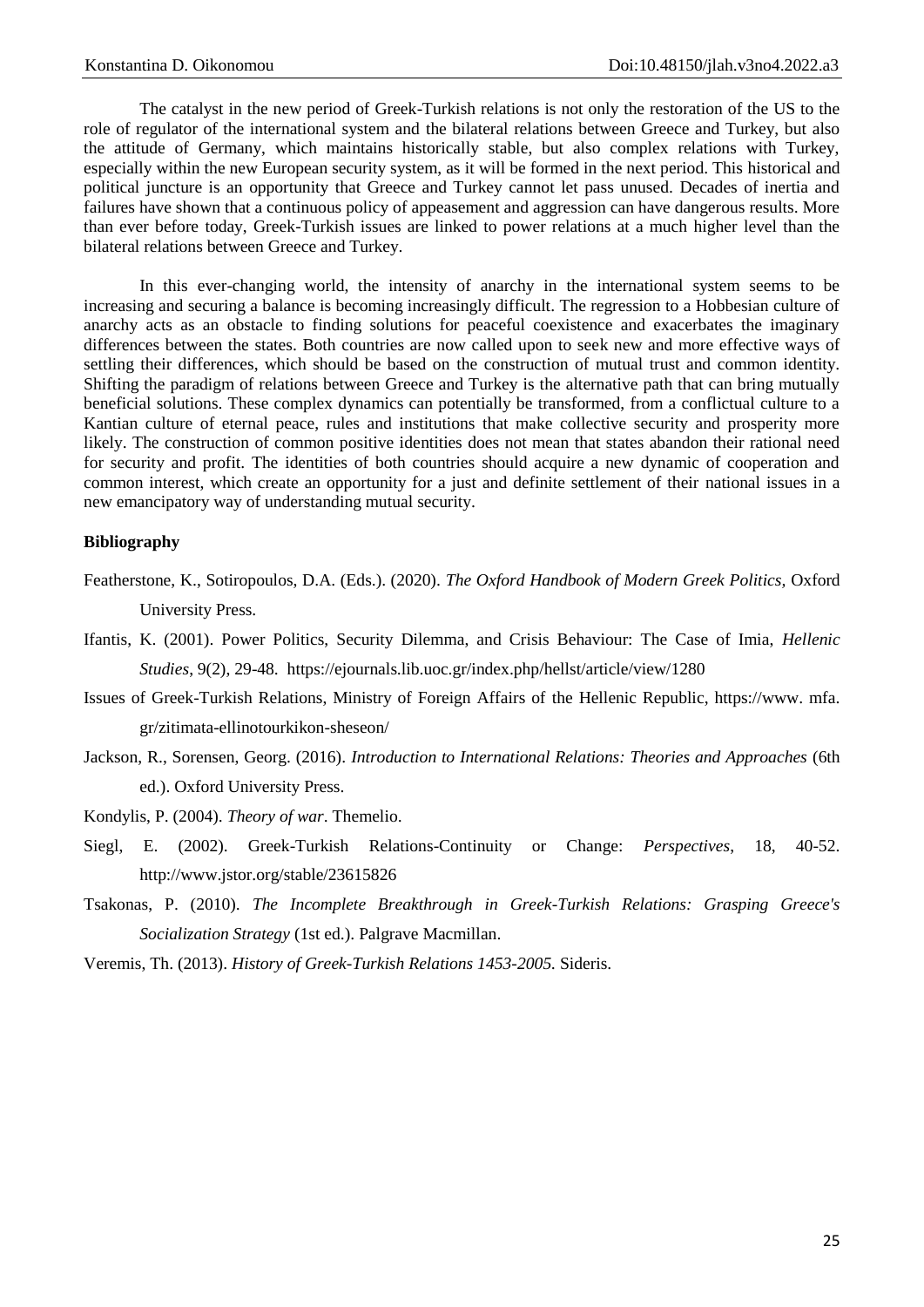The catalyst in the new period of Greek-Turkish relations is not only the restoration of the US to the role of regulator of the international system and the bilateral relations between Greece and Turkey, but also the attitude of Germany, which maintains historically stable, but also complex relations with Turkey, especially within the new European security system, as it will be formed in the next period. This historical and political juncture is an opportunity that Greece and Turkey cannot let pass unused. Decades of inertia and failures have shown that a continuous policy of appeasement and aggression can have dangerous results. More than ever before today, Greek-Turkish issues are linked to power relations at a much higher level than the bilateral relations between Greece and Turkey.

In this ever-changing world, the intensity of anarchy in the international system seems to be increasing and securing a balance is becoming increasingly difficult. The regression to a Hobbesian culture of anarchy acts as an obstacle to finding solutions for peaceful coexistence and exacerbates the imaginary differences between the states. Both countries are now called upon to seek new and more effective ways of settling their differences, which should be based on the construction of mutual trust and common identity. Shifting the paradigm of relations between Greece and Turkey is the alternative path that can bring mutually beneficial solutions. These complex dynamics can potentially be transformed, from a conflictual culture to a Kantian culture of eternal peace, rules and institutions that make collective security and prosperity more likely. The construction of common positive identities does not mean that states abandon their rational need for security and profit. The identities of both countries should acquire a new dynamic of cooperation and common interest, which create an opportunity for a just and definite settlement of their national issues in a new emancipatory way of understanding mutual security.

**Bibliography**

Featherstone, K., Sotiropoulos, D.A. (Eds.). (2020). *The Oxford Handbook of Modern Greek Politics*, Oxford University Press.

Ifantis, K. (2001). Power Politics, Security Dilemma, and Crisis Behaviour: The Case of Imia, *Hellenic Studies*, 9(2), 29-48. https://ejournals.lib.uoc.gr/index.php/hellst/article/view/1280

Issues of Greek-Turkish Relations, Ministry of Foreign Affairs of the Hellenic Republic, https://www. mfa. gr/zitimata-ellinotourkikon-sheseon/

Jackson, R., Sorensen, Georg. (2016). *Introduction to International Relations: Theories and Approaches* (6th ed.). Oxford University Press.

Kondylis, P. (2004). *Theory of war*. Themelio.

Siegl, E. (2002). Greek-Turkish Relations-Continuity or Change: *Perspectives*, 18, 40-52. http://www.jstor.org/stable/23615826

Tsakonas, P. (2010). *The Incomplete Breakthrough in Greek-Turkish Relations: Grasping Greece's Socialization Strategy* (1st ed.). Palgrave Macmillan.

Veremis, Th. (2013). *History of Greek-Turkish Relations 1453-2005.* Sideris.